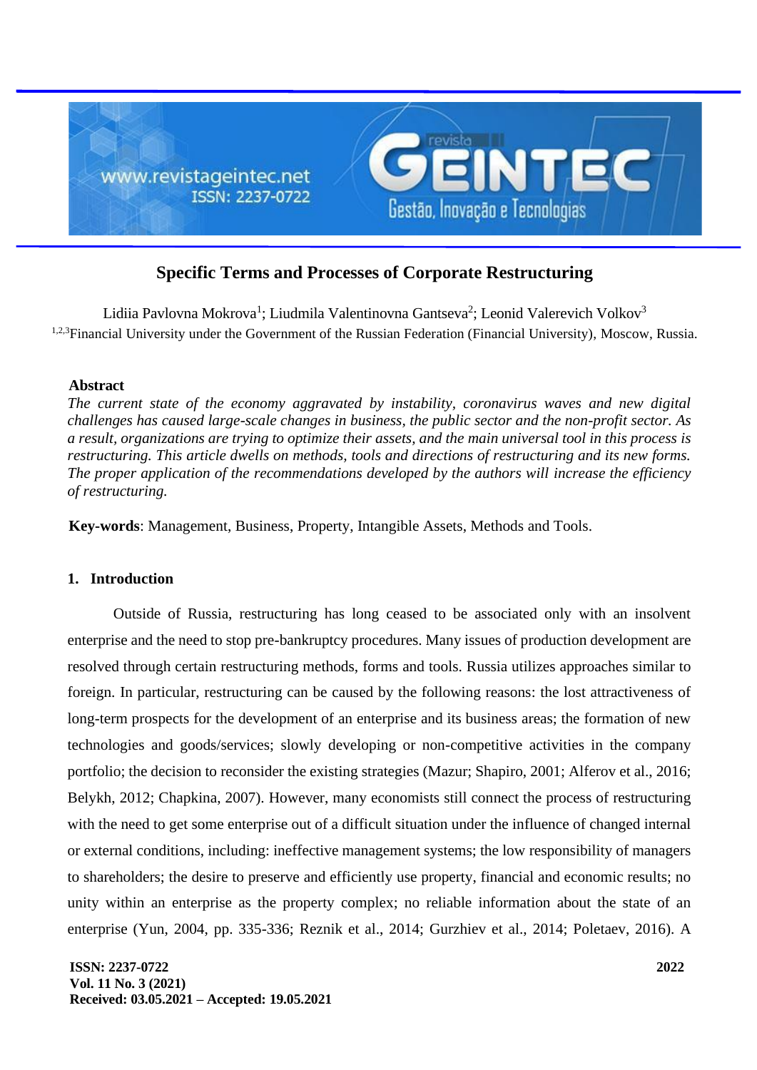# Specific Terms and Processes of Corporate Restructuring

Lidiia Pavlovna Mokrova[1]; Liudmila Valentinovna Gantseva[2]; Leonid Valerevich Volkov[3]

[1,2,3]Financial University under the Government of the Russian Federation (Financial University), Moscow, Russia.

### Abstract

*The current state of the economy aggravated by instability, coronavirus waves and new digital challenges has caused large-scale changes in business, the public sector and the non-profit sector. As a result, organizations are trying to optimize their assets, and the main universal tool in this process is restructuring. This article dwells on methods, tools and directions of restructuring and its new forms. The proper application of the recommendations developed by the authors will increase the efficiency of restructuring.*

**Key-words**: Management, Business, Property, Intangible Assets, Methods and Tools.

## 1. Introduction

Outside of Russia, restructuring has long ceased to be associated only with an insolvent enterprise and the need to stop pre-bankruptcy procedures. Many issues of production development are resolved through certain restructuring methods, forms and tools. Russia utilizes approaches similar to foreign. In particular, restructuring can be caused by the following reasons: the lost attractiveness of long-term prospects for the development of an enterprise and its business areas; the formation of new technologies and goods/services; slowly developing or non-competitive activities in the company portfolio; the decision to reconsider the existing strategies (Mazur; Shapiro, 2001; Alferov et al., 2016; Belykh, 2012; Chapkina, 2007). However, many economists still connect the process of restructuring with the need to get some enterprise out of a difficult situation under the influence of changed internal or external conditions, including: ineffective management systems; the low responsibility of managers to shareholders; the desire to preserve and efficiently use property, financial and economic results; no unity within an enterprise as the property complex; no reliable information about the state of an enterprise (Yun, 2004, pp. 335-336; Reznik et al., 2014; Gurzhiev et al., 2014; Poletaev, 2016). A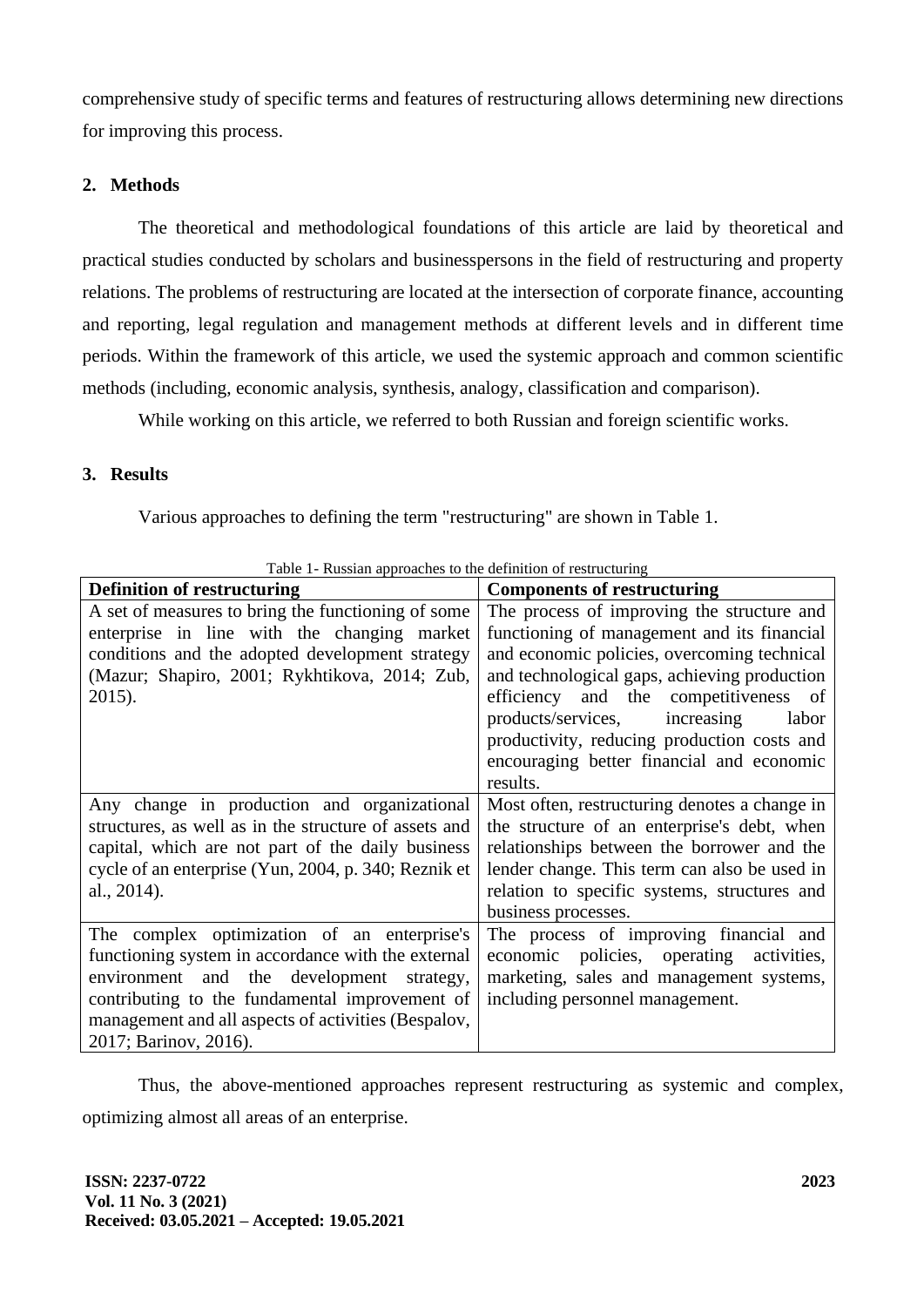comprehensive study of specific terms and features of restructuring allows determining new directions for improving this process.

## 2. Methods

The theoretical and methodological foundations of this article are laid by theoretical and practical studies conducted by scholars and businesspersons in the field of restructuring and property relations. The problems of restructuring are located at the intersection of corporate finance, accounting and reporting, legal regulation and management methods at different levels and in different time periods. Within the framework of this article, we used the systemic approach and common scientific methods (including, economic analysis, synthesis, analogy, classification and comparison).

While working on this article, we referred to both Russian and foreign scientific works.

## 3. Results

Various approaches to defining the term "restructuring" are shown in Table 1.

Table 1- Russian approaches to the definition of restructuring

| **Definition of restructuring** | **Components of restructuring** |
|---|---|
| A set of measures to bring the functioning of some enterprise in line with the changing market conditions and the adopted development strategy (Mazur; Shapiro, 2001; Rykhtikova, 2014; Zub, 2015). | The process of improving the structure and functioning of management and its financial and economic policies, overcoming technical and technological gaps, achieving production efficiency and the competitiveness of products/services, increasing labor productivity, reducing production costs and encouraging better financial and economic results. |
| Any change in production and organizational structures, as well as in the structure of assets and capital, which are not part of the daily business cycle of an enterprise (Yun, 2004, p. 340; Reznik et al., 2014). | Most often, restructuring denotes a change in the structure of an enterprise's debt, when relationships between the borrower and the lender change. This term can also be used in relation to specific systems, structures and business processes. |
| The complex optimization of an enterprise's functioning system in accordance with the external environment and the development strategy, contributing to the fundamental improvement of management and all aspects of activities (Bespalov, 2017; Barinov, 2016). | The process of improving financial and economic policies, operating activities, marketing, sales and management systems, including personnel management. |

Thus, the above-mentioned approaches represent restructuring as systemic and complex, optimizing almost all areas of an enterprise.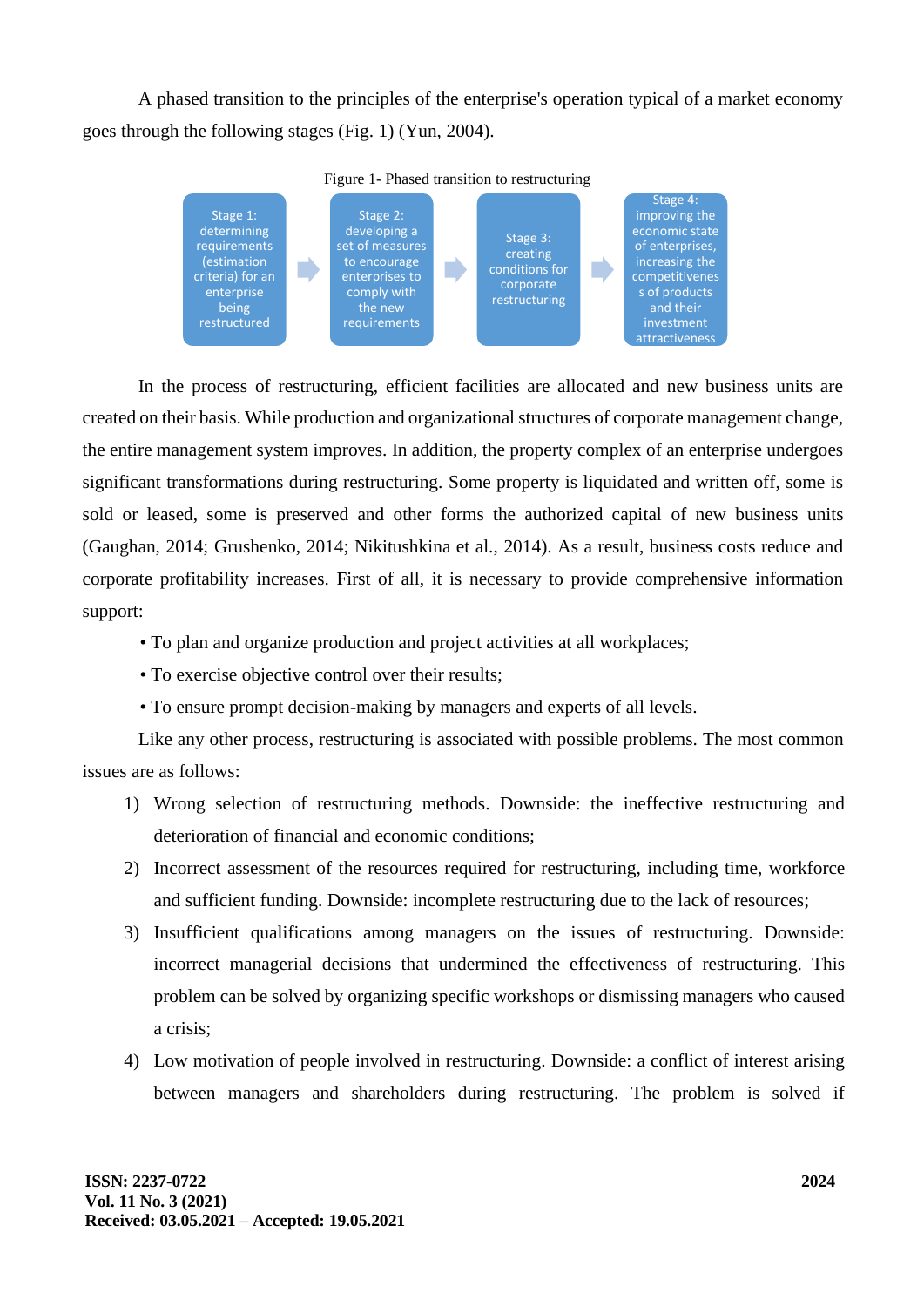A phased transition to the principles of the enterprise's operation typical of a market economy goes through the following stages (Fig. 1) (Yun, 2004).

Figure 1- Phased transition to restructuring

Stage 1: determining requirements (estimation criteria) for an enterprise being restructured → Stage 2: developing a set of measures to encourage enterprises to comply with the new requirements → Stage 3: creating conditions for corporate restructuring → Stage 4: improving the economic state of enterprises, increasing the competitiveness of products and their investment attractiveness

In the process of restructuring, efficient facilities are allocated and new business units are created on their basis. While production and organizational structures of corporate management change, the entire management system improves. In addition, the property complex of an enterprise undergoes significant transformations during restructuring. Some property is liquidated and written off, some is sold or leased, some is preserved and other forms the authorized capital of new business units (Gaughan, 2014; Grushenko, 2014; Nikitushkina et al., 2014). As a result, business costs reduce and corporate profitability increases. First of all, it is necessary to provide comprehensive information support:

- To plan and organize production and project activities at all workplaces;
- To exercise objective control over their results;
- To ensure prompt decision-making by managers and experts of all levels.

Like any other process, restructuring is associated with possible problems. The most common issues are as follows:

1) Wrong selection of restructuring methods. Downside: the ineffective restructuring and deterioration of financial and economic conditions;
2) Incorrect assessment of the resources required for restructuring, including time, workforce and sufficient funding. Downside: incomplete restructuring due to the lack of resources;
3) Insufficient qualifications among managers on the issues of restructuring. Downside: incorrect managerial decisions that undermined the effectiveness of restructuring. This problem can be solved by organizing specific workshops or dismissing managers who caused a crisis;
4) Low motivation of people involved in restructuring. Downside: a conflict of interest arising between managers and shareholders during restructuring. The problem is solved if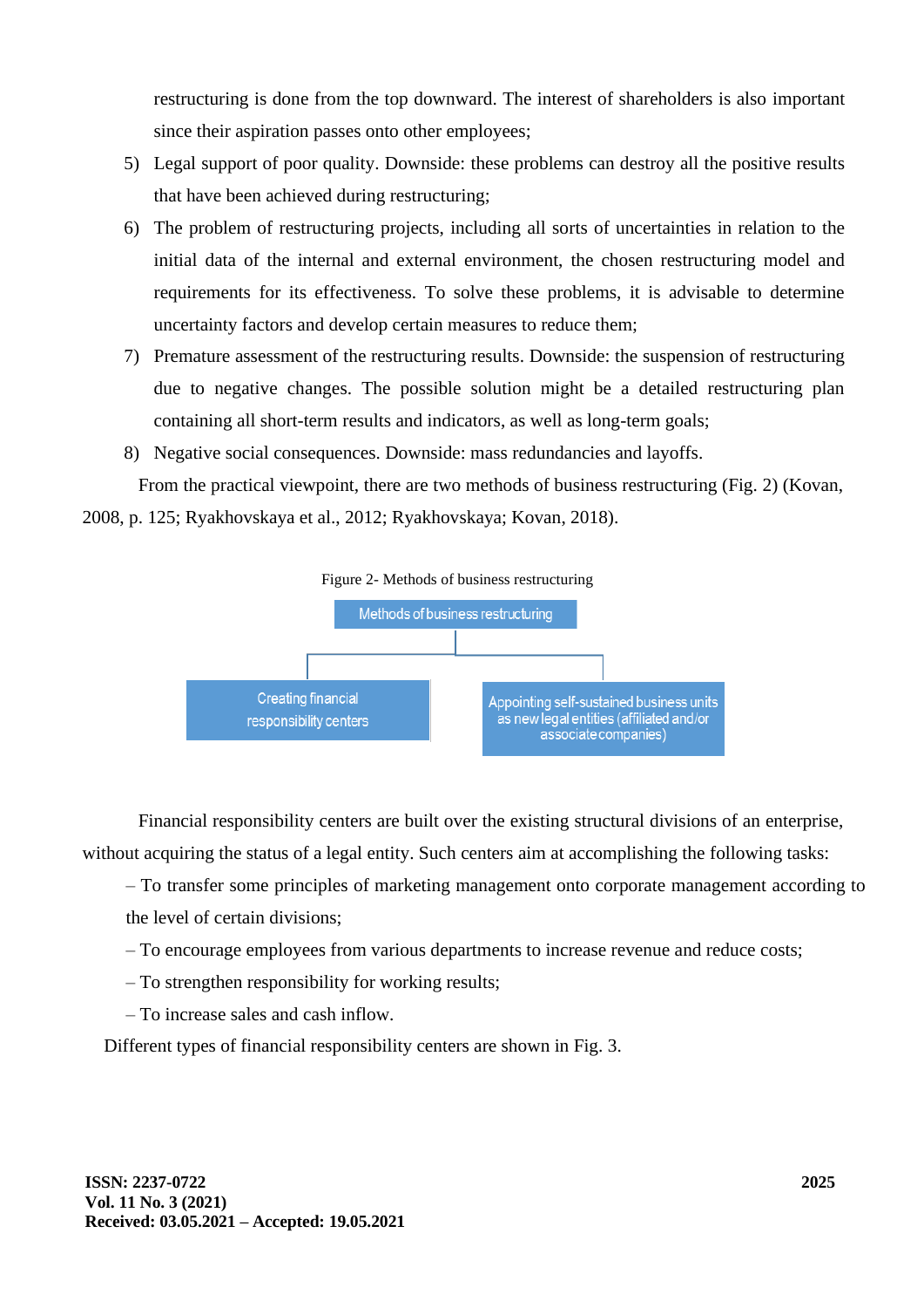restructuring is done from the top downward. The interest of shareholders is also important since their aspiration passes onto other employees;

5) Legal support of poor quality. Downside: these problems can destroy all the positive results that have been achieved during restructuring;
6) The problem of restructuring projects, including all sorts of uncertainties in relation to the initial data of the internal and external environment, the chosen restructuring model and requirements for its effectiveness. To solve these problems, it is advisable to determine uncertainty factors and develop certain measures to reduce them;
7) Premature assessment of the restructuring results. Downside: the suspension of restructuring due to negative changes. The possible solution might be a detailed restructuring plan containing all short-term results and indicators, as well as long-term goals;
8) Negative social consequences. Downside: mass redundancies and layoffs.

From the practical viewpoint, there are two methods of business restructuring (Fig. 2) (Kovan, 2008, p. 125; Ryakhovskaya et al., 2012; Ryakhovskaya; Kovan, 2018).

Figure 2- Methods of business restructuring

Methods of business restructuring

- Creating financial responsibility centers
- Appointing self-sustained business units as new legal entities (affiliated and/or associate companies)

Financial responsibility centers are built over the existing structural divisions of an enterprise, without acquiring the status of a legal entity. Such centers aim at accomplishing the following tasks:

– To transfer some principles of marketing management onto corporate management according to the level of certain divisions;

– To encourage employees from various departments to increase revenue and reduce costs;

– To strengthen responsibility for working results;

– To increase sales and cash inflow.

Different types of financial responsibility centers are shown in Fig. 3.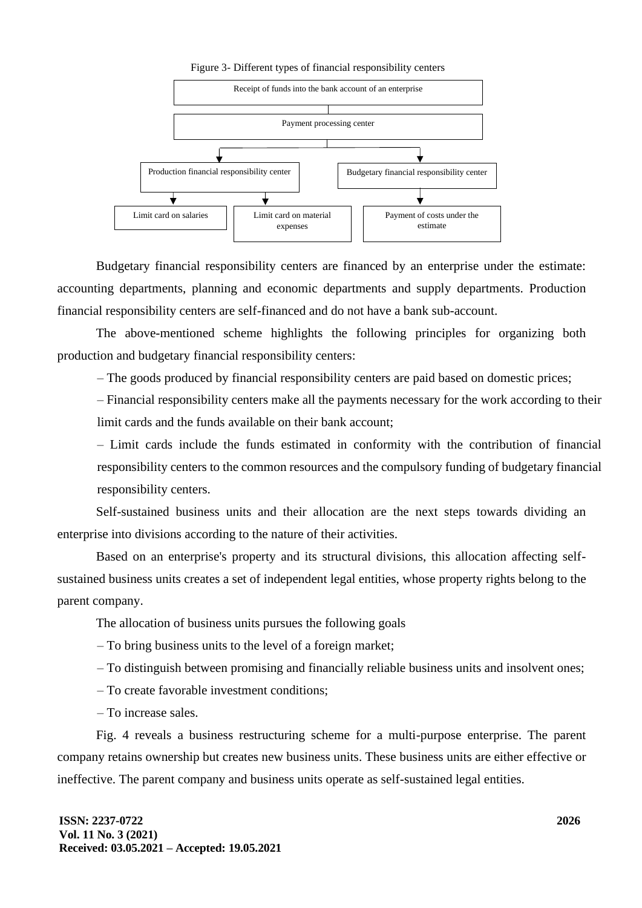Figure 3- Different types of financial responsibility centers

Receipt of funds into the bank account of an enterprise

Payment processing center

Production financial responsibility center

Budgetary financial responsibility center

Limit card on salaries

Limit card on material expenses

Payment of costs under the estimate

Budgetary financial responsibility centers are financed by an enterprise under the estimate: accounting departments, planning and economic departments and supply departments. Production financial responsibility centers are self-financed and do not have a bank sub-account.

The above-mentioned scheme highlights the following principles for organizing both production and budgetary financial responsibility centers:

– The goods produced by financial responsibility centers are paid based on domestic prices;

– Financial responsibility centers make all the payments necessary for the work according to their limit cards and the funds available on their bank account;

– Limit cards include the funds estimated in conformity with the contribution of financial responsibility centers to the common resources and the compulsory funding of budgetary financial responsibility centers.

Self-sustained business units and their allocation are the next steps towards dividing an enterprise into divisions according to the nature of their activities.

Based on an enterprise's property and its structural divisions, this allocation affecting self-sustained business units creates a set of independent legal entities, whose property rights belong to the parent company.

The allocation of business units pursues the following goals

– To bring business units to the level of a foreign market;

– To distinguish between promising and financially reliable business units and insolvent ones;

– To create favorable investment conditions;

– To increase sales.

Fig. 4 reveals a business restructuring scheme for a multi-purpose enterprise. The parent company retains ownership but creates new business units. These business units are either effective or ineffective. The parent company and business units operate as self-sustained legal entities.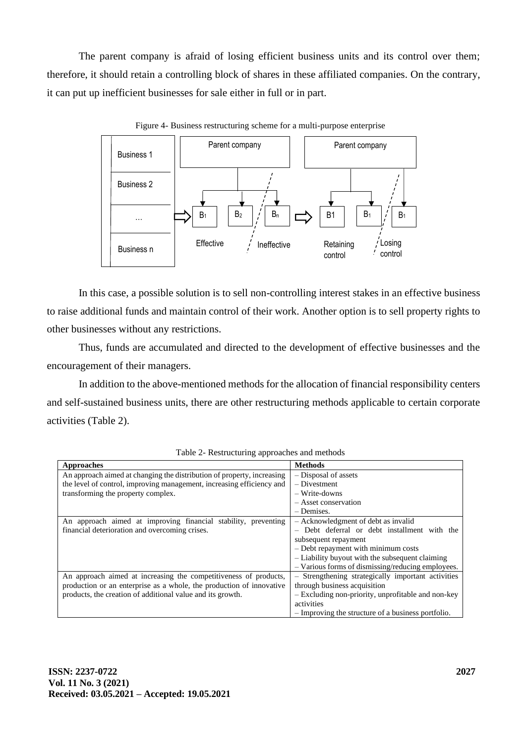The parent company is afraid of losing efficient business units and its control over them; therefore, it should retain a controlling block of shares in these affiliated companies. On the contrary, it can put up inefficient businesses for sale either in full or in part.

Figure 4- Business restructuring scheme for a multi-purpose enterprise

In this case, a possible solution is to sell non-controlling interest stakes in an effective business to raise additional funds and maintain control of their work. Another option is to sell property rights to other businesses without any restrictions.

Thus, funds are accumulated and directed to the development of effective businesses and the encouragement of their managers.

In addition to the above-mentioned methods for the allocation of financial responsibility centers and self-sustained business units, there are other restructuring methods applicable to certain corporate activities (Table 2).

Table 2- Restructuring approaches and methods

| Approaches | Methods |
|---|---|
| An approach aimed at changing the distribution of property, increasing the level of control, improving management, increasing efficiency and transforming the property complex. | – Disposal of assets<br>– Divestment<br>– Write-downs<br>– Asset conservation<br>– Demises. |
| An approach aimed at improving financial stability, preventing financial deterioration and overcoming crises. | – Acknowledgment of debt as invalid<br>– Debt deferral or debt installment with the subsequent repayment<br>– Debt repayment with minimum costs<br>– Liability buyout with the subsequent claiming<br>– Various forms of dismissing/reducing employees. |
| An approach aimed at increasing the competitiveness of products, production or an enterprise as a whole, the production of innovative products, the creation of additional value and its growth. | – Strengthening strategically important activities through business acquisition<br>– Excluding non-priority, unprofitable and non-key activities<br>– Improving the structure of a business portfolio. |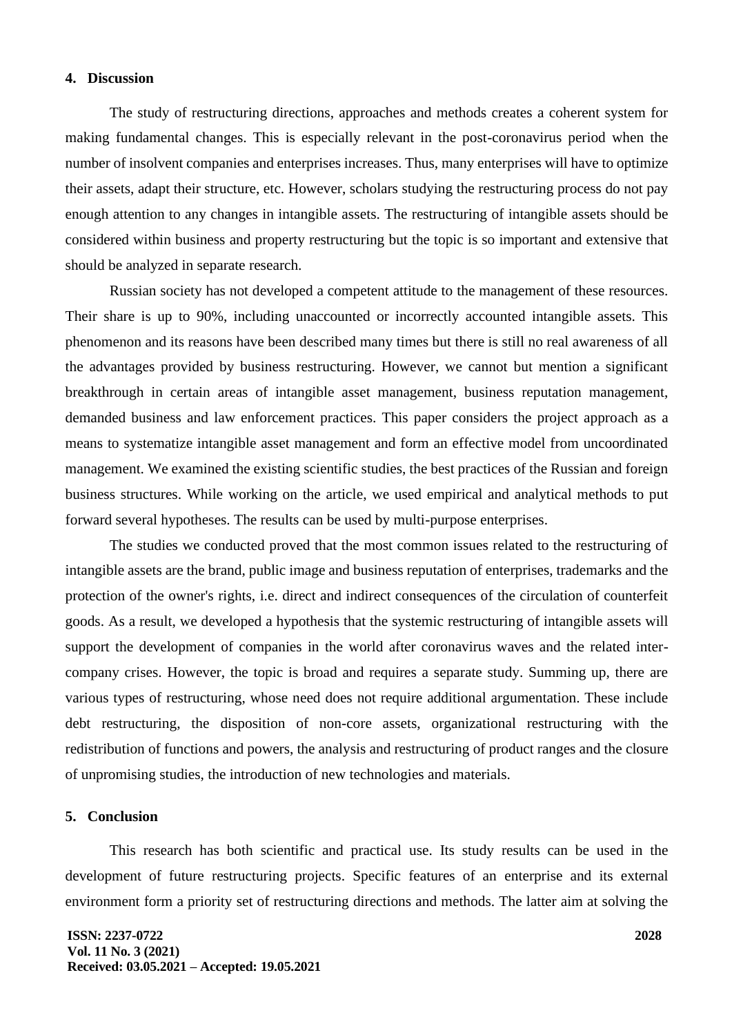## 4. Discussion

The study of restructuring directions, approaches and methods creates a coherent system for making fundamental changes. This is especially relevant in the post-coronavirus period when the number of insolvent companies and enterprises increases. Thus, many enterprises will have to optimize their assets, adapt their structure, etc. However, scholars studying the restructuring process do not pay enough attention to any changes in intangible assets. The restructuring of intangible assets should be considered within business and property restructuring but the topic is so important and extensive that should be analyzed in separate research.

Russian society has not developed a competent attitude to the management of these resources. Their share is up to 90%, including unaccounted or incorrectly accounted intangible assets. This phenomenon and its reasons have been described many times but there is still no real awareness of all the advantages provided by business restructuring. However, we cannot but mention a significant breakthrough in certain areas of intangible asset management, business reputation management, demanded business and law enforcement practices. This paper considers the project approach as a means to systematize intangible asset management and form an effective model from uncoordinated management. We examined the existing scientific studies, the best practices of the Russian and foreign business structures. While working on the article, we used empirical and analytical methods to put forward several hypotheses. The results can be used by multi-purpose enterprises.

The studies we conducted proved that the most common issues related to the restructuring of intangible assets are the brand, public image and business reputation of enterprises, trademarks and the protection of the owner's rights, i.e. direct and indirect consequences of the circulation of counterfeit goods. As a result, we developed a hypothesis that the systemic restructuring of intangible assets will support the development of companies in the world after coronavirus waves and the related inter-company crises. However, the topic is broad and requires a separate study. Summing up, there are various types of restructuring, whose need does not require additional argumentation. These include debt restructuring, the disposition of non-core assets, organizational restructuring with the redistribution of functions and powers, the analysis and restructuring of product ranges and the closure of unpromising studies, the introduction of new technologies and materials.

## 5. Conclusion

This research has both scientific and practical use. Its study results can be used in the development of future restructuring projects. Specific features of an enterprise and its external environment form a priority set of restructuring directions and methods. The latter aim at solving the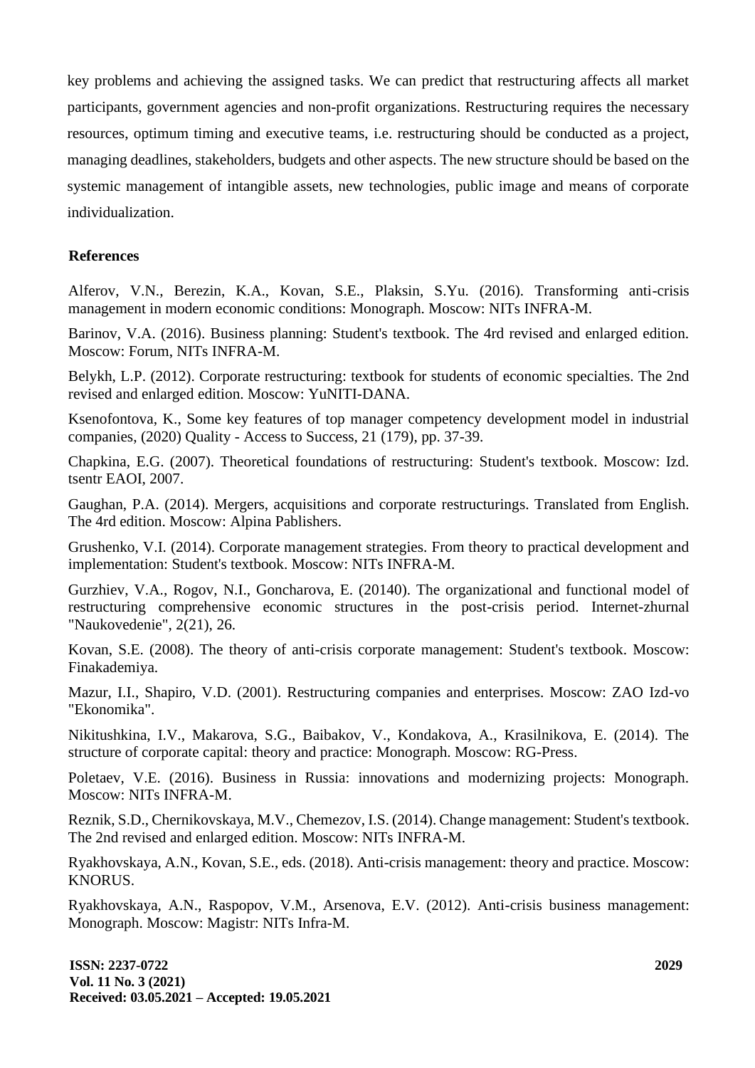key problems and achieving the assigned tasks. We can predict that restructuring affects all market participants, government agencies and non-profit organizations. Restructuring requires the necessary resources, optimum timing and executive teams, i.e. restructuring should be conducted as a project, managing deadlines, stakeholders, budgets and other aspects. The new structure should be based on the systemic management of intangible assets, new technologies, public image and means of corporate individualization.

## References

Alferov, V.N., Berezin, K.A., Kovan, S.E., Plaksin, S.Yu. (2016). Transforming anti-crisis management in modern economic conditions: Monograph. Moscow: NITs INFRA-M.

Barinov, V.A. (2016). Business planning: Student's textbook. The 4rd revised and enlarged edition. Moscow: Forum, NITs INFRA-M.

Belykh, L.P. (2012). Corporate restructuring: textbook for students of economic specialties. The 2nd revised and enlarged edition. Moscow: YuNITI-DANA.

Ksenofontova, K., Some key features of top manager competency development model in industrial companies, (2020) Quality - Access to Success, 21 (179), pp. 37-39.

Chapkina, E.G. (2007). Theoretical foundations of restructuring: Student's textbook. Moscow: Izd. tsentr EAOI, 2007.

Gaughan, P.A. (2014). Mergers, acquisitions and corporate restructurings. Translated from English. The 4rd edition. Moscow: Alpina Pablishers.

Grushenko, V.I. (2014). Corporate management strategies. From theory to practical development and implementation: Student's textbook. Moscow: NITs INFRA-M.

Gurzhiev, V.A., Rogov, N.I., Goncharova, E. (20140). The organizational and functional model of restructuring comprehensive economic structures in the post-crisis period. Internet-zhurnal "Naukovedenie", 2(21), 26.

Kovan, S.E. (2008). The theory of anti-crisis corporate management: Student's textbook. Moscow: Finakademiya.

Mazur, I.I., Shapiro, V.D. (2001). Restructuring companies and enterprises. Moscow: ZAO Izd-vo "Ekonomika".

Nikitushkina, I.V., Makarova, S.G., Baibakov, V., Kondakova, A., Krasilnikova, E. (2014). The structure of corporate capital: theory and practice: Monograph. Moscow: RG-Press.

Poletaev, V.E. (2016). Business in Russia: innovations and modernizing projects: Monograph. Moscow: NITs INFRA-M.

Reznik, S.D., Chernikovskaya, M.V., Chemezov, I.S. (2014). Change management: Student's textbook. The 2nd revised and enlarged edition. Moscow: NITs INFRA-M.

Ryakhovskaya, A.N., Kovan, S.E., eds. (2018). Anti-crisis management: theory and practice. Moscow: KNORUS.

Ryakhovskaya, A.N., Raspopov, V.M., Arsenova, E.V. (2012). Anti-crisis business management: Monograph. Moscow: Magistr: NITs Infra-M.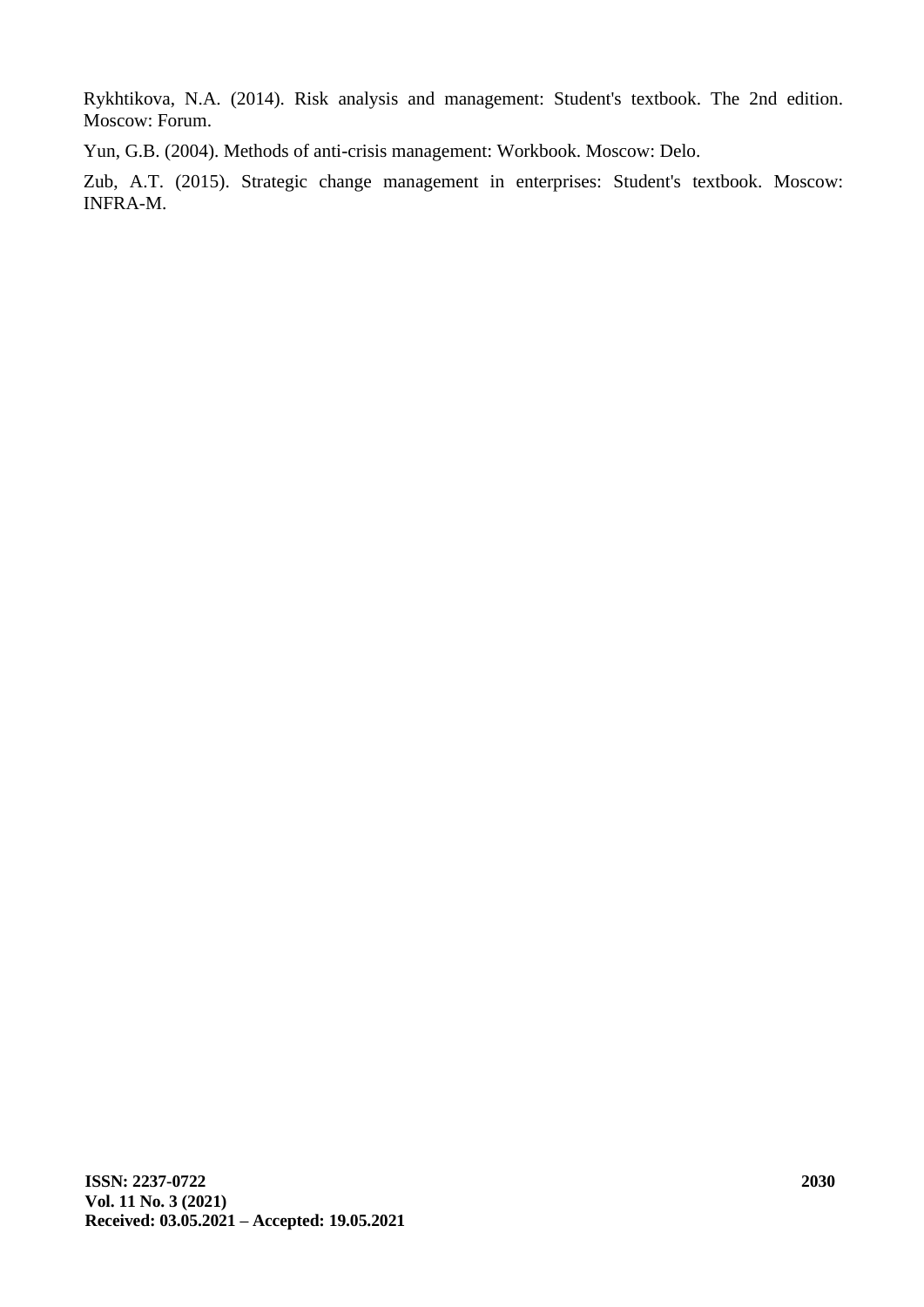Rykhtikova, N.A. (2014). Risk analysis and management: Student's textbook. The 2nd edition. Moscow: Forum.

Yun, G.B. (2004). Methods of anti-crisis management: Workbook. Moscow: Delo.

Zub, A.T. (2015). Strategic change management in enterprises: Student's textbook. Moscow: INFRA-M.